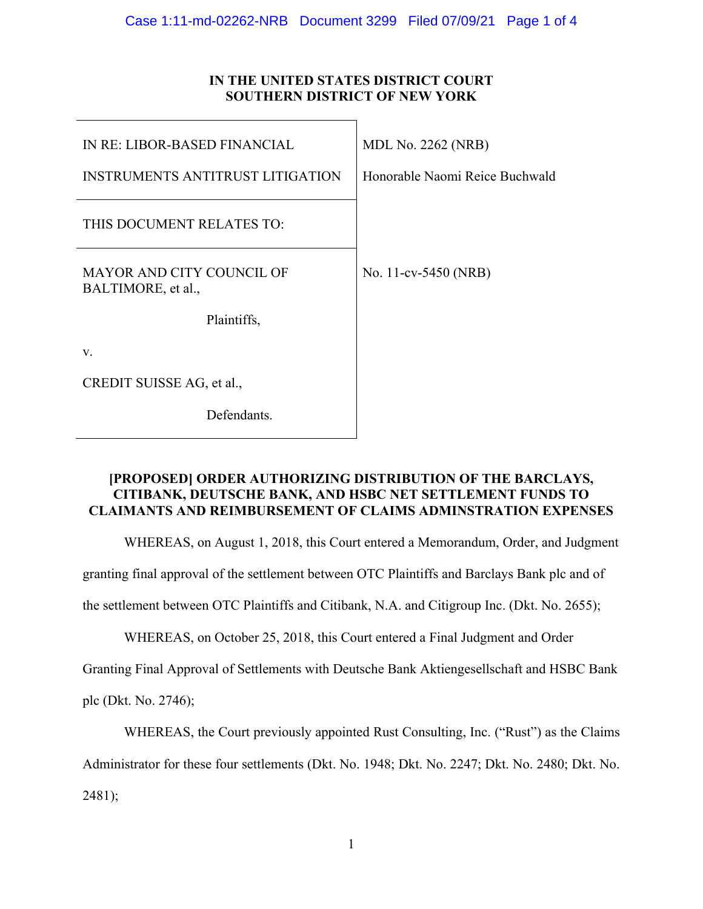**IN THE UNITED STATES DISTRICT COURT**
**SOUTHERN DISTRICT OF NEW YORK**

| | |
|---|---|
| IN RE: LIBOR-BASED FINANCIAL INSTRUMENTS ANTITRUST LITIGATION | MDL No. 2262 (NRB)<br>Honorable Naomi Reice Buchwald |
| THIS DOCUMENT RELATES TO: | |
| MAYOR AND CITY COUNCIL OF BALTIMORE, et al.,<br>Plaintiffs,<br>v.<br>CREDIT SUISSE AG, et al.,<br>Defendants. | No. 11-cv-5450 (NRB) |

**[PROPOSED] ORDER AUTHORIZING DISTRIBUTION OF THE BARCLAYS, CITIBANK, DEUTSCHE BANK, AND HSBC NET SETTLEMENT FUNDS TO CLAIMANTS AND REIMBURSEMENT OF CLAIMS ADMINSTRATION EXPENSES**

WHEREAS, on August 1, 2018, this Court entered a Memorandum, Order, and Judgment granting final approval of the settlement between OTC Plaintiffs and Barclays Bank plc and of the settlement between OTC Plaintiffs and Citibank, N.A. and Citigroup Inc. (Dkt. No. 2655);

WHEREAS, on October 25, 2018, this Court entered a Final Judgment and Order Granting Final Approval of Settlements with Deutsche Bank Aktiengesellschaft and HSBC Bank plc (Dkt. No. 2746);

WHEREAS, the Court previously appointed Rust Consulting, Inc. ("Rust") as the Claims Administrator for these four settlements (Dkt. No. 1948; Dkt. No. 2247; Dkt. No. 2480; Dkt. No. 2481);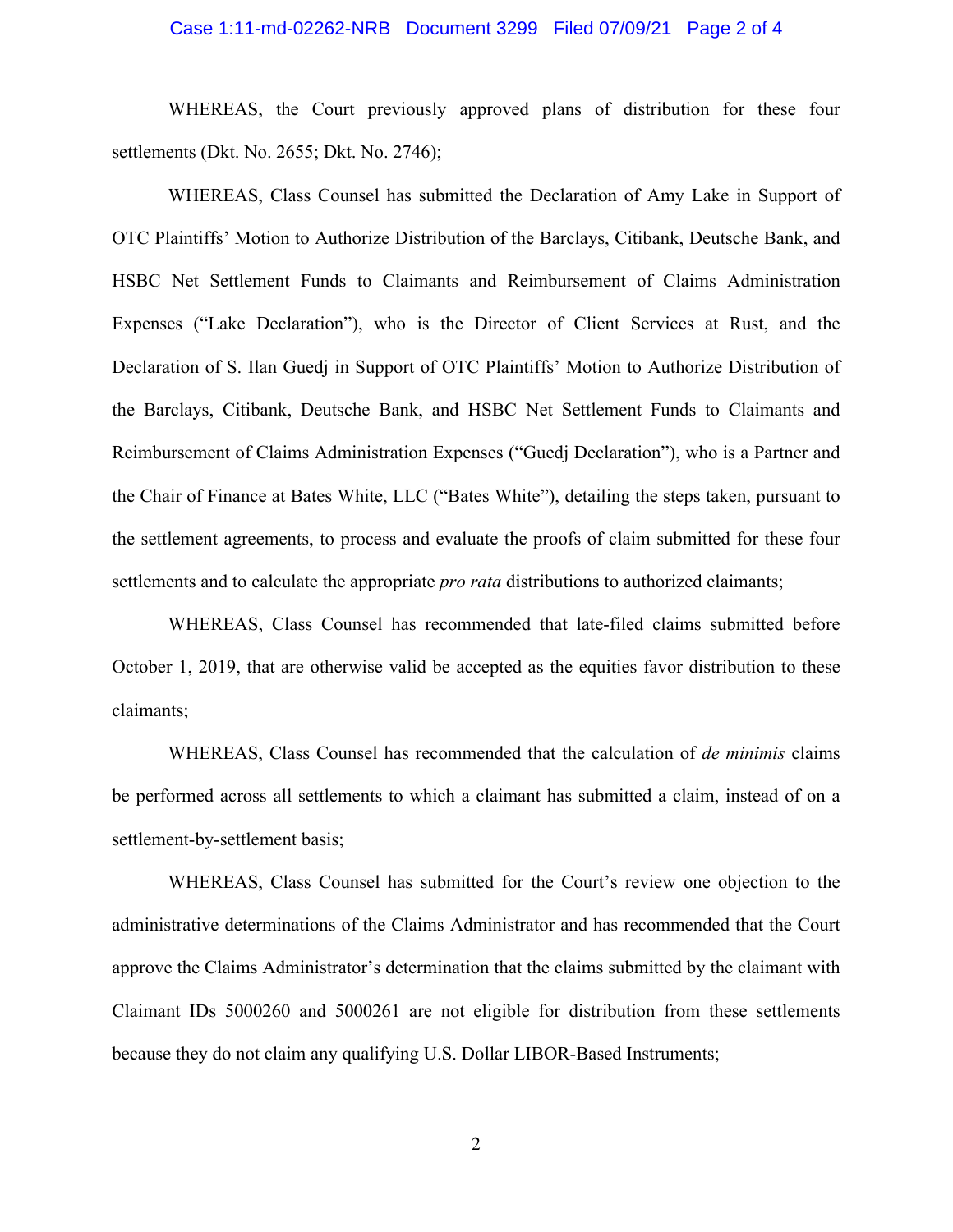WHEREAS, the Court previously approved plans of distribution for these four settlements (Dkt. No. 2655; Dkt. No. 2746);

WHEREAS, Class Counsel has submitted the Declaration of Amy Lake in Support of OTC Plaintiffs' Motion to Authorize Distribution of the Barclays, Citibank, Deutsche Bank, and HSBC Net Settlement Funds to Claimants and Reimbursement of Claims Administration Expenses ("Lake Declaration"), who is the Director of Client Services at Rust, and the Declaration of S. Ilan Guedj in Support of OTC Plaintiffs' Motion to Authorize Distribution of the Barclays, Citibank, Deutsche Bank, and HSBC Net Settlement Funds to Claimants and Reimbursement of Claims Administration Expenses ("Guedj Declaration"), who is a Partner and the Chair of Finance at Bates White, LLC ("Bates White"), detailing the steps taken, pursuant to the settlement agreements, to process and evaluate the proofs of claim submitted for these four settlements and to calculate the appropriate *pro rata* distributions to authorized claimants;

WHEREAS, Class Counsel has recommended that late-filed claims submitted before October 1, 2019, that are otherwise valid be accepted as the equities favor distribution to these claimants;

WHEREAS, Class Counsel has recommended that the calculation of *de minimis* claims be performed across all settlements to which a claimant has submitted a claim, instead of on a settlement-by-settlement basis;

WHEREAS, Class Counsel has submitted for the Court's review one objection to the administrative determinations of the Claims Administrator and has recommended that the Court approve the Claims Administrator's determination that the claims submitted by the claimant with Claimant IDs 5000260 and 5000261 are not eligible for distribution from these settlements because they do not claim any qualifying U.S. Dollar LIBOR-Based Instruments;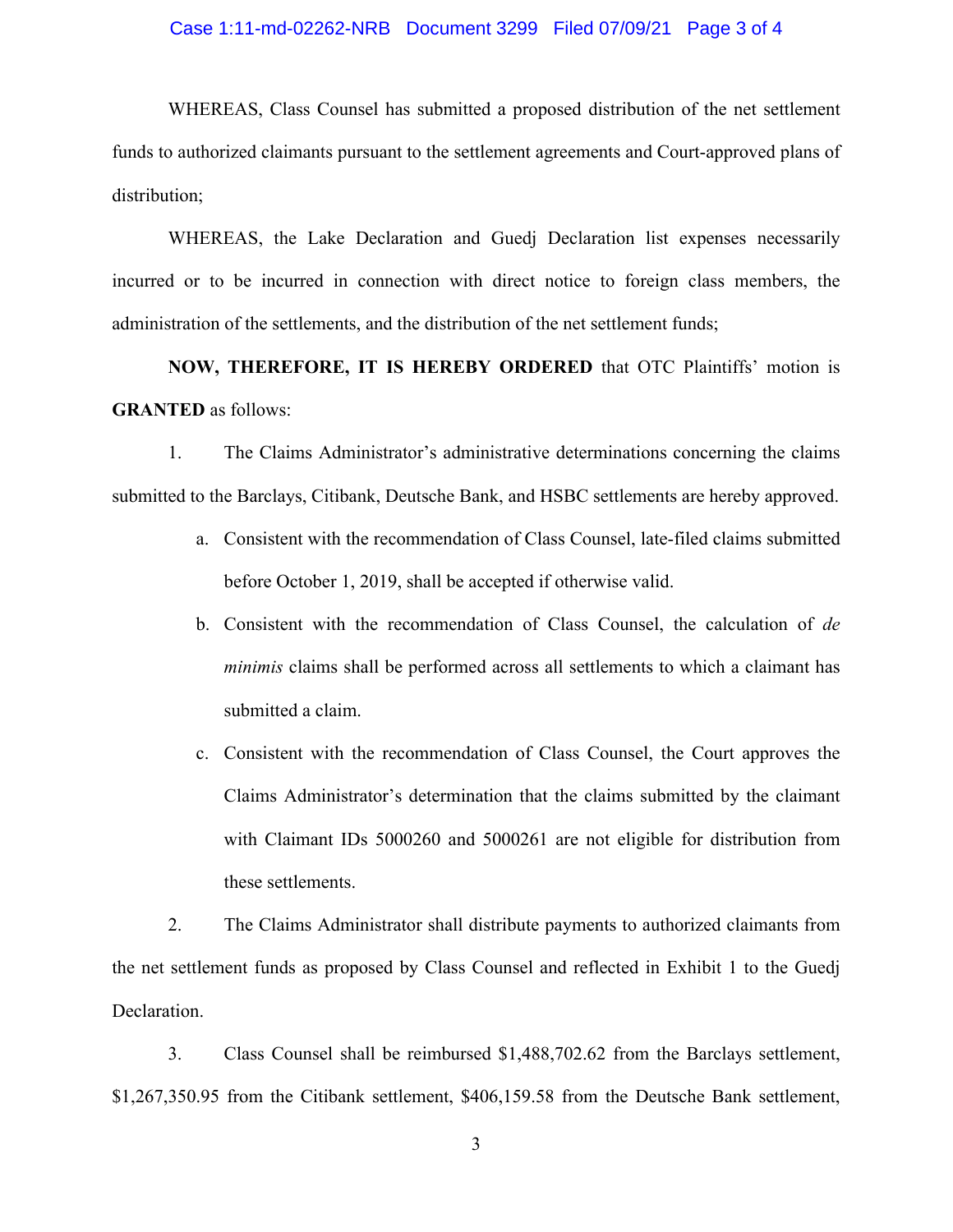WHEREAS, Class Counsel has submitted a proposed distribution of the net settlement funds to authorized claimants pursuant to the settlement agreements and Court-approved plans of distribution;

WHEREAS, the Lake Declaration and Guedj Declaration list expenses necessarily incurred or to be incurred in connection with direct notice to foreign class members, the administration of the settlements, and the distribution of the net settlement funds;

**NOW, THEREFORE, IT IS HEREBY ORDERED** that OTC Plaintiffs' motion is **GRANTED** as follows:

1. The Claims Administrator's administrative determinations concerning the claims submitted to the Barclays, Citibank, Deutsche Bank, and HSBC settlements are hereby approved.

   a. Consistent with the recommendation of Class Counsel, late-filed claims submitted before October 1, 2019, shall be accepted if otherwise valid.

   b. Consistent with the recommendation of Class Counsel, the calculation of *de minimis* claims shall be performed across all settlements to which a claimant has submitted a claim.

   c. Consistent with the recommendation of Class Counsel, the Court approves the Claims Administrator's determination that the claims submitted by the claimant with Claimant IDs 5000260 and 5000261 are not eligible for distribution from these settlements.

2. The Claims Administrator shall distribute payments to authorized claimants from the net settlement funds as proposed by Class Counsel and reflected in Exhibit 1 to the Guedj Declaration.

3. Class Counsel shall be reimbursed $1,488,702.62 from the Barclays settlement, $1,267,350.95 from the Citibank settlement, $406,159.58 from the Deutsche Bank settlement,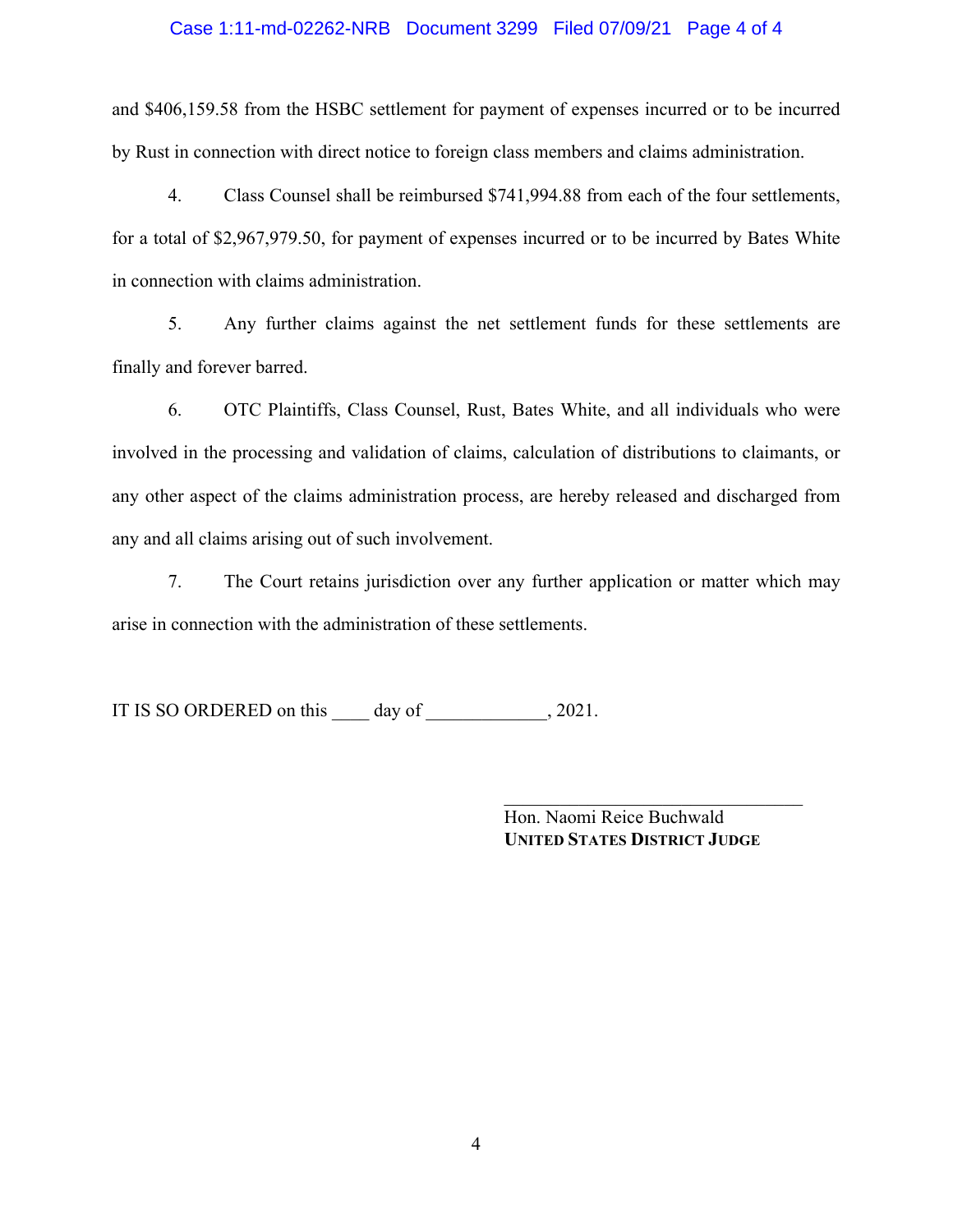and $406,159.58 from the HSBC settlement for payment of expenses incurred or to be incurred by Rust in connection with direct notice to foreign class members and claims administration.

4. Class Counsel shall be reimbursed $741,994.88 from each of the four settlements, for a total of $2,967,979.50, for payment of expenses incurred or to be incurred by Bates White in connection with claims administration.

5. Any further claims against the net settlement funds for these settlements are finally and forever barred.

6. OTC Plaintiffs, Class Counsel, Rust, Bates White, and all individuals who were involved in the processing and validation of claims, calculation of distributions to claimants, or any other aspect of the claims administration process, are hereby released and discharged from any and all claims arising out of such involvement.

7. The Court retains jurisdiction over any further application or matter which may arise in connection with the administration of these settlements.

IT IS SO ORDERED on this ____ day of _____________, 2021.

_______________________________

Hon. Naomi Reice Buchwald
**UNITED STATES DISTRICT JUDGE**